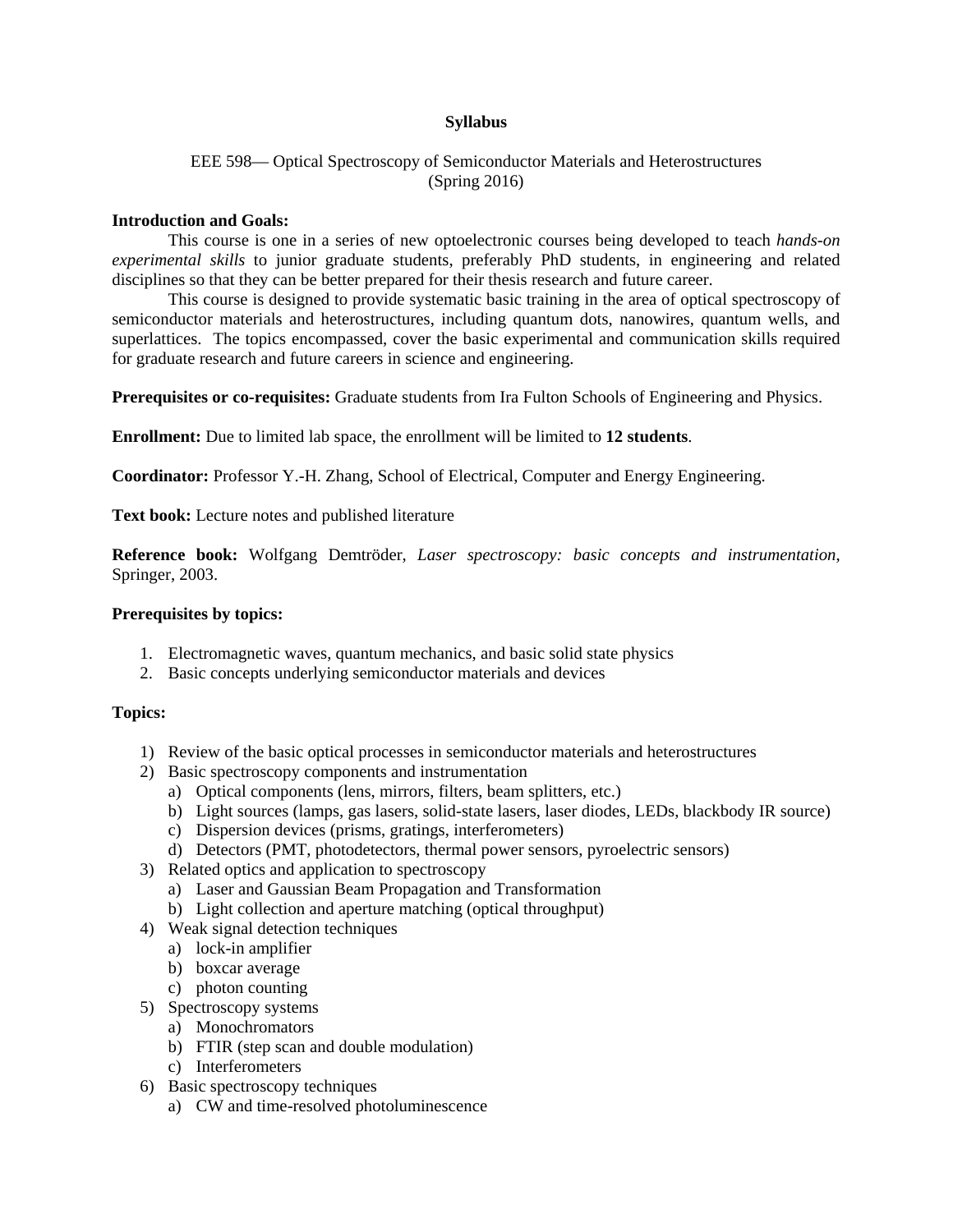# Syllabus

EEE 598— Optical Spectroscopy of Semiconductor Materials and Heterostructures
(Spring 2016)

**Introduction and Goals:**

This course is one in a series of new optoelectronic courses being developed to teach *hands-on experimental skills* to junior graduate students, preferably PhD students, in engineering and related disciplines so that they can be better prepared for their thesis research and future career.

This course is designed to provide systematic basic training in the area of optical spectroscopy of semiconductor materials and heterostructures, including quantum dots, nanowires, quantum wells, and superlattices. The topics encompassed, cover the basic experimental and communication skills required for graduate research and future careers in science and engineering.

**Prerequisites or co-requisites:** Graduate students from Ira Fulton Schools of Engineering and Physics.

**Enrollment:** Due to limited lab space, the enrollment will be limited to **12 students**.

**Coordinator:** Professor Y.-H. Zhang, School of Electrical, Computer and Energy Engineering.

**Text book:** Lecture notes and published literature

**Reference book:** Wolfgang Demtröder, *Laser spectroscopy: basic concepts and instrumentation*, Springer, 2003.

**Prerequisites by topics:**

1. Electromagnetic waves, quantum mechanics, and basic solid state physics
2. Basic concepts underlying semiconductor materials and devices

**Topics:**

1) Review of the basic optical processes in semiconductor materials and heterostructures
2) Basic spectroscopy components and instrumentation
   a) Optical components (lens, mirrors, filters, beam splitters, etc.)
   b) Light sources (lamps, gas lasers, solid-state lasers, laser diodes, LEDs, blackbody IR source)
   c) Dispersion devices (prisms, gratings, interferometers)
   d) Detectors (PMT, photodetectors, thermal power sensors, pyroelectric sensors)
3) Related optics and application to spectroscopy
   a) Laser and Gaussian Beam Propagation and Transformation
   b) Light collection and aperture matching (optical throughput)
4) Weak signal detection techniques
   a) lock-in amplifier
   b) boxcar average
   c) photon counting
5) Spectroscopy systems
   a) Monochromators
   b) FTIR (step scan and double modulation)
   c) Interferometers
6) Basic spectroscopy techniques
   a) CW and time-resolved photoluminescence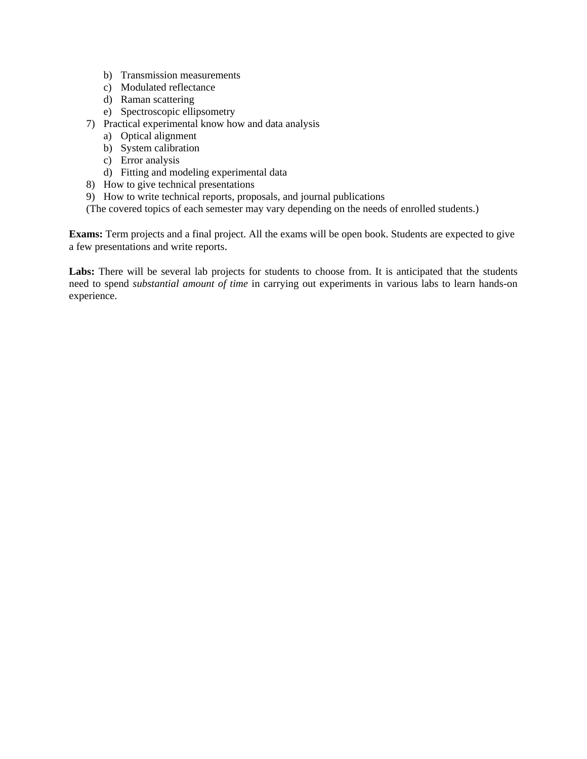b) Transmission measurements
   c) Modulated reflectance
   d) Raman scattering
   e) Spectroscopic ellipsometry

7) Practical experimental know how and data analysis
   a) Optical alignment
   b) System calibration
   c) Error analysis
   d) Fitting and modeling experimental data
8) How to give technical presentations
9) How to write technical reports, proposals, and journal publications

(The covered topics of each semester may vary depending on the needs of enrolled students.)

**Exams:** Term projects and a final project. All the exams will be open book. Students are expected to give a few presentations and write reports.

**Labs:** There will be several lab projects for students to choose from. It is anticipated that the students need to spend *substantial amount of time* in carrying out experiments in various labs to learn hands-on experience.